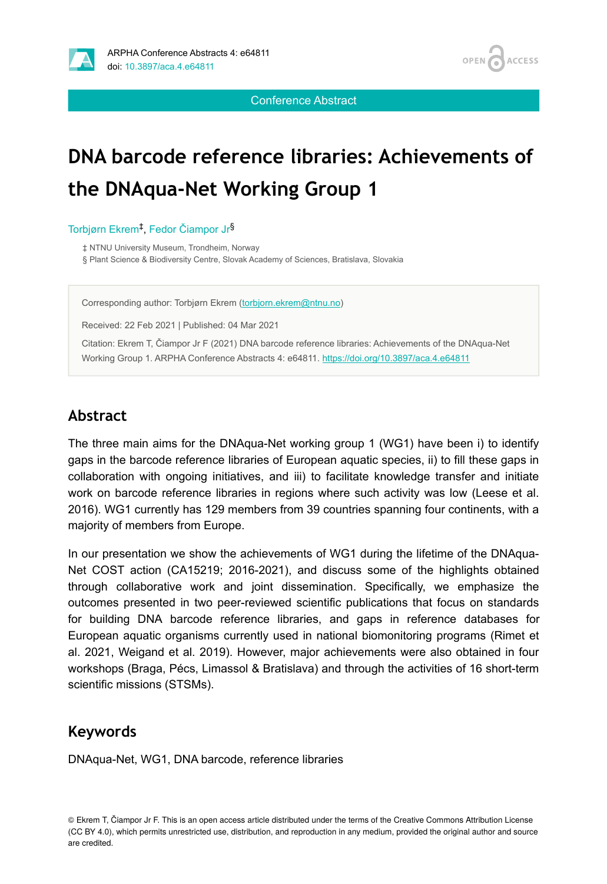Conference Abstract

# DNA barcode reference libraries: Achievements of the DNAqua-Net Working Group 1

Torbjørn Ekrem[‡], Fedor Čiampor Jr[§]

‡ NTNU University Museum, Trondheim, Norway
§ Plant Science & Biodiversity Centre, Slovak Academy of Sciences, Bratislava, Slovakia

Corresponding author: Torbjørn Ekrem (torbjorn.ekrem@ntnu.no)

Received: 22 Feb 2021 | Published: 04 Mar 2021

Citation: Ekrem T, Čiampor Jr F (2021) DNA barcode reference libraries: Achievements of the DNAqua-Net Working Group 1. ARPHA Conference Abstracts 4: e64811. https://doi.org/10.3897/aca.4.e64811

## Abstract

The three main aims for the DNAqua-Net working group 1 (WG1) have been i) to identify gaps in the barcode reference libraries of European aquatic species, ii) to fill these gaps in collaboration with ongoing initiatives, and iii) to facilitate knowledge transfer and initiate work on barcode reference libraries in regions where such activity was low (Leese et al. 2016). WG1 currently has 129 members from 39 countries spanning four continents, with a majority of members from Europe.

In our presentation we show the achievements of WG1 during the lifetime of the DNAqua-Net COST action (CA15219; 2016-2021), and discuss some of the highlights obtained through collaborative work and joint dissemination. Specifically, we emphasize the outcomes presented in two peer-reviewed scientific publications that focus on standards for building DNA barcode reference libraries, and gaps in reference databases for European aquatic organisms currently used in national biomonitoring programs (Rimet et al. 2021, Weigand et al. 2019). However, major achievements were also obtained in four workshops (Braga, Pécs, Limassol & Bratislava) and through the activities of 16 short-term scientific missions (STSMs).

## Keywords

DNAqua-Net, WG1, DNA barcode, reference libraries

© Ekrem T, Čiampor Jr F. This is an open access article distributed under the terms of the Creative Commons Attribution License (CC BY 4.0), which permits unrestricted use, distribution, and reproduction in any medium, provided the original author and source are credited.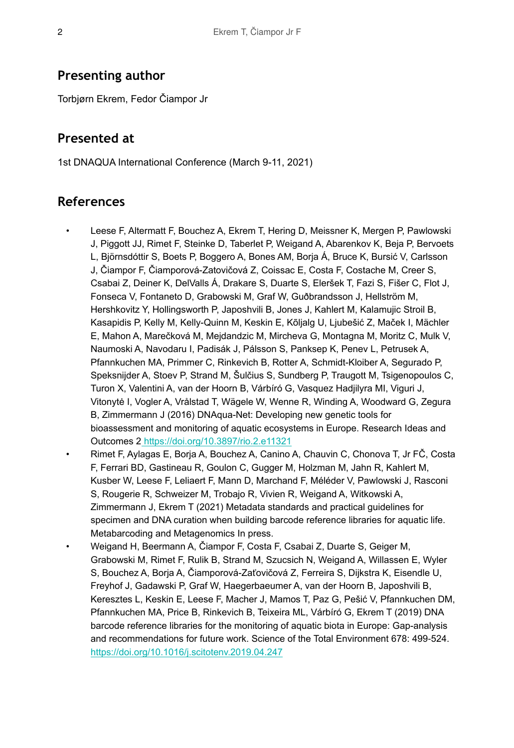## Presenting author

Torbjørn Ekrem, Fedor Čiampor Jr

## Presented at

1st DNAQUA International Conference (March 9-11, 2021)

## References

- Leese F, Altermatt F, Bouchez A, Ekrem T, Hering D, Meissner K, Mergen P, Pawlowski J, Piggott JJ, Rimet F, Steinke D, Taberlet P, Weigand A, Abarenkov K, Beja P, Bervoets L, Björnsdóttir S, Boets P, Boggero A, Bones AM, Borja Á, Bruce K, Bursić V, Carlsson J, Čiampor F, Čiamporová-Zatovičová Z, Coissac E, Costa F, Costache M, Creer S, Csabai Z, Deiner K, DelValls Á, Drakare S, Duarte S, Eleršek T, Fazi S, Fišer C, Flot J, Fonseca V, Fontaneto D, Grabowski M, Graf W, Guðbrandsson J, Hellström M, Hershkovitz Y, Hollingsworth P, Japoshvili B, Jones J, Kahlert M, Kalamujic Stroil B, Kasapidis P, Kelly M, Kelly-Quinn M, Keskin E, Kõljalg U, Ljubešić Z, Maček I, Mächler E, Mahon A, Marečková M, Mejdandzic M, Mircheva G, Montagna M, Moritz C, Mulk V, Naumoski A, Navodaru I, Padisák J, Pálsson S, Panksep K, Penev L, Petrusek A, Pfannkuchen MA, Primmer C, Rinkevich B, Rotter A, Schmidt-Kloiber A, Segurado P, Speksnijder A, Stoev P, Strand M, Šulčius S, Sundberg P, Traugott M, Tsigenopoulos C, Turon X, Valentini A, van der Hoorn B, Várbíró G, Vasquez Hadjilyra MI, Viguri J, Vitonytė I, Vogler A, Vrålstad T, Wägele W, Wenne R, Winding A, Woodward G, Zegura B, Zimmermann J (2016) DNAqua-Net: Developing new genetic tools for bioassessment and monitoring of aquatic ecosystems in Europe. Research Ideas and Outcomes 2 https://doi.org/10.3897/rio.2.e11321
- Rimet F, Aylagas E, Borja A, Bouchez A, Canino A, Chauvin C, Chonova T, Jr FČ, Costa F, Ferrari BD, Gastineau R, Goulon C, Gugger M, Holzman M, Jahn R, Kahlert M, Kusber W, Leese F, Leliaert F, Mann D, Marchand F, Méléder V, Pawlowski J, Rasconi S, Rougerie R, Schweizer M, Trobajo R, Vivien R, Weigand A, Witkowski A, Zimmermann J, Ekrem T (2021) Metadata standards and practical guidelines for specimen and DNA curation when building barcode reference libraries for aquatic life. Metabarcoding and Metagenomics In press.
- Weigand H, Beermann A, Čiampor F, Costa F, Csabai Z, Duarte S, Geiger M, Grabowski M, Rimet F, Rulik B, Strand M, Szucsich N, Weigand A, Willassen E, Wyler S, Bouchez A, Borja A, Čiamporová-Zaťovičová Z, Ferreira S, Dijkstra K, Eisendle U, Freyhof J, Gadawski P, Graf W, Haegerbaeumer A, van der Hoorn B, Japoshvili B, Keresztes L, Keskin E, Leese F, Macher J, Mamos T, Paz G, Pešić V, Pfannkuchen DM, Pfannkuchen MA, Price B, Rinkevich B, Teixeira ML, Várbíró G, Ekrem T (2019) DNA barcode reference libraries for the monitoring of aquatic biota in Europe: Gap-analysis and recommendations for future work. Science of the Total Environment 678: 499-524. https://doi.org/10.1016/j.scitotenv.2019.04.247